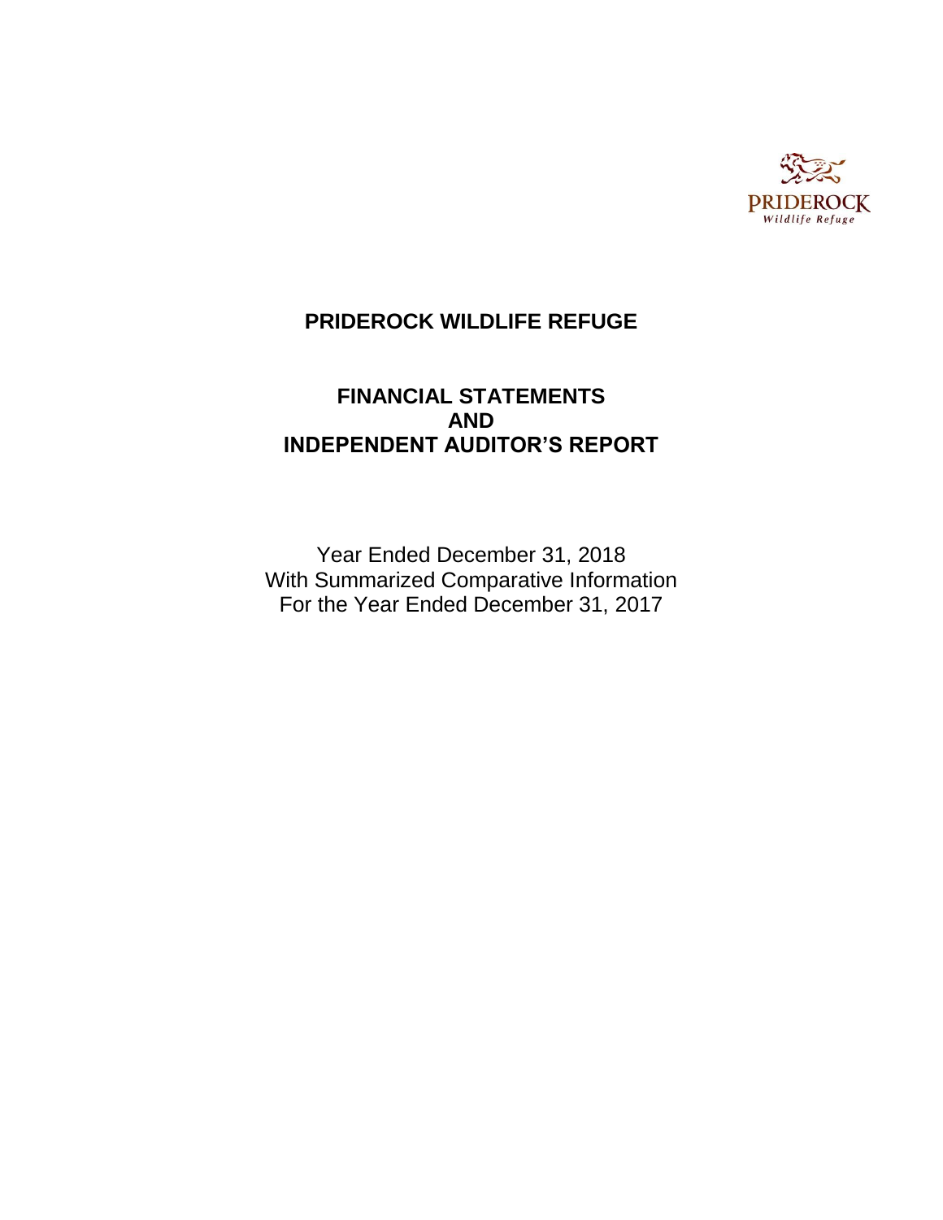PRIDEROCK
*Wildlife Refuge*

# PRIDEROCK WILDLIFE REFUGE

## FINANCIAL STATEMENTS
## AND
## INDEPENDENT AUDITOR'S REPORT

Year Ended December 31, 2018
With Summarized Comparative Information
For the Year Ended December 31, 2017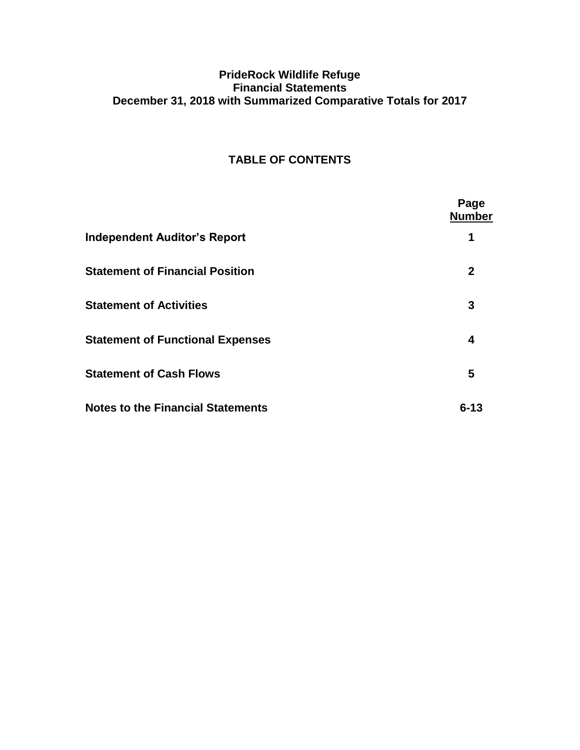**PrideRock Wildlife Refuge**
**Financial Statements**
**December 31, 2018 with Summarized Comparative Totals for 2017**

## TABLE OF CONTENTS

| | Page Number |
|---|---|
| **Independent Auditor's Report** | **1** |
| **Statement of Financial Position** | **2** |
| **Statement of Activities** | **3** |
| **Statement of Functional Expenses** | **4** |
| **Statement of Cash Flows** | **5** |
| **Notes to the Financial Statements** | **6-13** |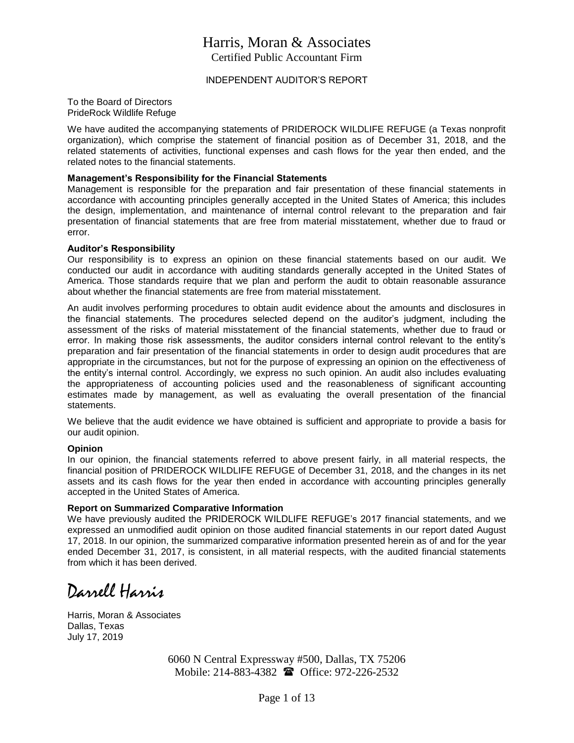# Harris, Moran & Associates

Certified Public Accountant Firm

## INDEPENDENT AUDITOR'S REPORT

To the Board of Directors
PrideRock Wildlife Refuge

We have audited the accompanying statements of PRIDEROCK WILDLIFE REFUGE (a Texas nonprofit organization), which comprise the statement of financial position as of December 31, 2018, and the related statements of activities, functional expenses and cash flows for the year then ended, and the related notes to the financial statements.

**Management's Responsibility for the Financial Statements**
Management is responsible for the preparation and fair presentation of these financial statements in accordance with accounting principles generally accepted in the United States of America; this includes the design, implementation, and maintenance of internal control relevant to the preparation and fair presentation of financial statements that are free from material misstatement, whether due to fraud or error.

**Auditor's Responsibility**
Our responsibility is to express an opinion on these financial statements based on our audit. We conducted our audit in accordance with auditing standards generally accepted in the United States of America. Those standards require that we plan and perform the audit to obtain reasonable assurance about whether the financial statements are free from material misstatement.

An audit involves performing procedures to obtain audit evidence about the amounts and disclosures in the financial statements. The procedures selected depend on the auditor's judgment, including the assessment of the risks of material misstatement of the financial statements, whether due to fraud or error. In making those risk assessments, the auditor considers internal control relevant to the entity's preparation and fair presentation of the financial statements in order to design audit procedures that are appropriate in the circumstances, but not for the purpose of expressing an opinion on the effectiveness of the entity's internal control. Accordingly, we express no such opinion. An audit also includes evaluating the appropriateness of accounting policies used and the reasonableness of significant accounting estimates made by management, as well as evaluating the overall presentation of the financial statements.

We believe that the audit evidence we have obtained is sufficient and appropriate to provide a basis for our audit opinion.

**Opinion**
In our opinion, the financial statements referred to above present fairly, in all material respects, the financial position of PRIDEROCK WILDLIFE REFUGE of December 31, 2018, and the changes in its net assets and its cash flows for the year then ended in accordance with accounting principles generally accepted in the United States of America.

**Report on Summarized Comparative Information**
We have previously audited the PRIDEROCK WILDLIFE REFUGE's 2017 financial statements, and we expressed an unmodified audit opinion on those audited financial statements in our report dated August 17, 2018. In our opinion, the summarized comparative information presented herein as of and for the year ended December 31, 2017, is consistent, in all material respects, with the audited financial statements from which it has been derived.

*Darrell Harris*

Harris, Moran & Associates
Dallas, Texas
July 17, 2019

6060 N Central Expressway #500, Dallas, TX 75206
Mobile: 214-883-4382 ☎ Office: 972-226-2532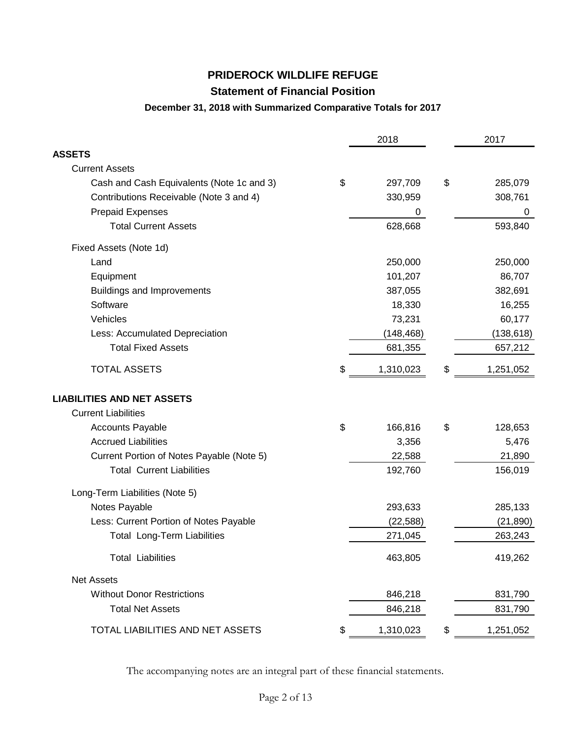# PRIDEROCK WILDLIFE REFUGE

## Statement of Financial Position

### December 31, 2018 with Summarized Comparative Totals for 2017

| | 2018 | 2017 |
|---|---|---|
| **ASSETS** | | |
| Current Assets | | |
| Cash and Cash Equivalents (Note 1c and 3) | $ 297,709 | $ 285,079 |
| Contributions Receivable (Note 3 and 4) | 330,959 | 308,761 |
| Prepaid Expenses | 0 | 0 |
| Total Current Assets | 628,668 | 593,840 |
| Fixed Assets (Note 1d) | | |
| Land | 250,000 | 250,000 |
| Equipment | 101,207 | 86,707 |
| Buildings and Improvements | 387,055 | 382,691 |
| Software | 18,330 | 16,255 |
| Vehicles | 73,231 | 60,177 |
| Less: Accumulated Depreciation | (148,468) | (138,618) |
| Total Fixed Assets | 681,355 | 657,212 |
| TOTAL ASSETS | $ 1,310,023 | $ 1,251,052 |
| **LIABILITIES AND NET ASSETS** | | |
| Current Liabilities | | |
| Accounts Payable | $ 166,816 | $ 128,653 |
| Accrued Liabilities | 3,356 | 5,476 |
| Current Portion of Notes Payable (Note 5) | 22,588 | 21,890 |
| Total Current Liabilities | 192,760 | 156,019 |
| Long-Term Liabilities (Note 5) | | |
| Notes Payable | 293,633 | 285,133 |
| Less: Current Portion of Notes Payable | (22,588) | (21,890) |
| Total Long-Term Liabilities | 271,045 | 263,243 |
| Total Liabilities | 463,805 | 419,262 |
| Net Assets | | |
| Without Donor Restrictions | 846,218 | 831,790 |
| Total Net Assets | 846,218 | 831,790 |
| TOTAL LIABILITIES AND NET ASSETS | $ 1,310,023 | $ 1,251,052 |

The accompanying notes are an integral part of these financial statements.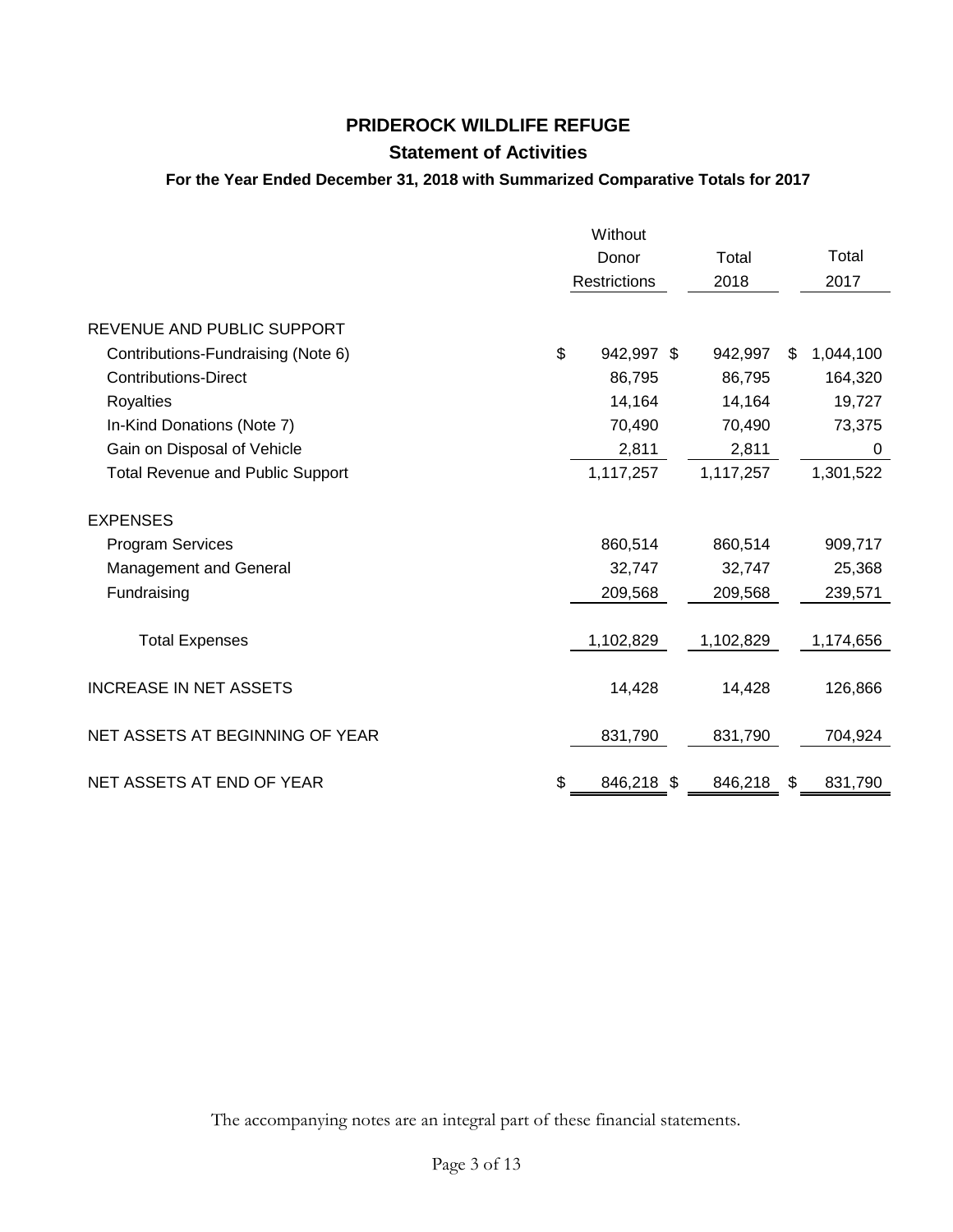# PRIDEROCK WILDLIFE REFUGE

## Statement of Activities

### For the Year Ended December 31, 2018 with Summarized Comparative Totals for 2017

| | Without Donor Restrictions | Total 2018 | Total 2017 |
|---|---|---|---|
| REVENUE AND PUBLIC SUPPORT | | | |
| Contributions-Fundraising (Note 6) | $ 942,997 | $ 942,997 | $ 1,044,100 |
| Contributions-Direct | 86,795 | 86,795 | 164,320 |
| Royalties | 14,164 | 14,164 | 19,727 |
| In-Kind Donations (Note 7) | 70,490 | 70,490 | 73,375 |
| Gain on Disposal of Vehicle | 2,811 | 2,811 | 0 |
| Total Revenue and Public Support | 1,117,257 | 1,117,257 | 1,301,522 |
| EXPENSES | | | |
| Program Services | 860,514 | 860,514 | 909,717 |
| Management and General | 32,747 | 32,747 | 25,368 |
| Fundraising | 209,568 | 209,568 | 239,571 |
| Total Expenses | 1,102,829 | 1,102,829 | 1,174,656 |
| INCREASE IN NET ASSETS | 14,428 | 14,428 | 126,866 |
| NET ASSETS AT BEGINNING OF YEAR | 831,790 | 831,790 | 704,924 |
| NET ASSETS AT END OF YEAR | $ 846,218 | $ 846,218 | $ 831,790 |

The accompanying notes are an integral part of these financial statements.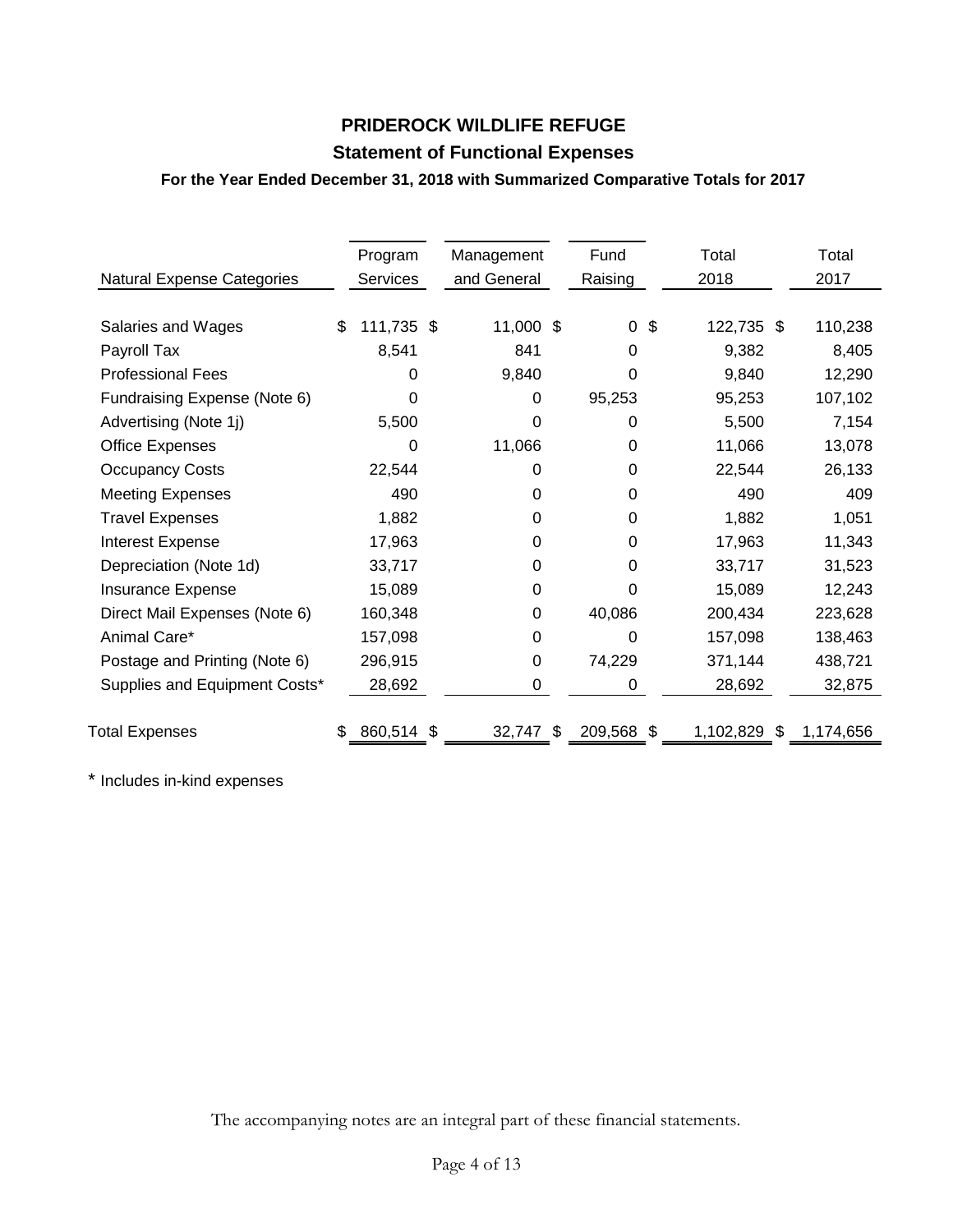# PRIDEROCK WILDLIFE REFUGE

## Statement of Functional Expenses

### For the Year Ended December 31, 2018 with Summarized Comparative Totals for 2017

| Natural Expense Categories | Program Services | Management and General | Fund Raising | Total 2018 | Total 2017 |
|---|---|---|---|---|---|
| Salaries and Wages | $ 111,735 | $ 11,000 | $ 0 | $ 122,735 | $ 110,238 |
| Payroll Tax | 8,541 | 841 | 0 | 9,382 | 8,405 |
| Professional Fees | 0 | 9,840 | 0 | 9,840 | 12,290 |
| Fundraising Expense (Note 6) | 0 | 0 | 95,253 | 95,253 | 107,102 |
| Advertising (Note 1j) | 5,500 | 0 | 0 | 5,500 | 7,154 |
| Office Expenses | 0 | 11,066 | 0 | 11,066 | 13,078 |
| Occupancy Costs | 22,544 | 0 | 0 | 22,544 | 26,133 |
| Meeting Expenses | 490 | 0 | 0 | 490 | 409 |
| Travel Expenses | 1,882 | 0 | 0 | 1,882 | 1,051 |
| Interest Expense | 17,963 | 0 | 0 | 17,963 | 11,343 |
| Depreciation (Note 1d) | 33,717 | 0 | 0 | 33,717 | 31,523 |
| Insurance Expense | 15,089 | 0 | 0 | 15,089 | 12,243 |
| Direct Mail Expenses (Note 6) | 160,348 | 0 | 40,086 | 200,434 | 223,628 |
| Animal Care* | 157,098 | 0 | 0 | 157,098 | 138,463 |
| Postage and Printing (Note 6) | 296,915 | 0 | 74,229 | 371,144 | 438,721 |
| Supplies and Equipment Costs* | 28,692 | 0 | 0 | 28,692 | 32,875 |
| Total Expenses | $ 860,514 | $ 32,747 | $ 209,568 | $ 1,102,829 | $ 1,174,656 |

* Includes in-kind expenses

The accompanying notes are an integral part of these financial statements.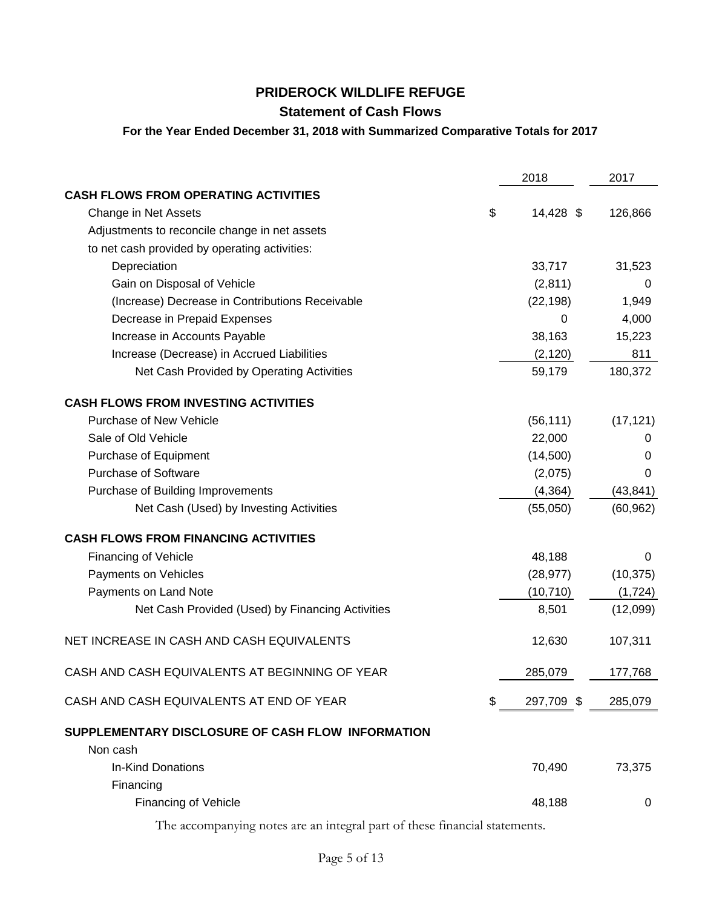# PRIDEROCK WILDLIFE REFUGE

## Statement of Cash Flows

### For the Year Ended December 31, 2018 with Summarized Comparative Totals for 2017

| | 2018 | 2017 |
|---|---|---|
| **CASH FLOWS FROM OPERATING ACTIVITIES** | | |
| Change in Net Assets | $ 14,428 | $ 126,866 |
| Adjustments to reconcile change in net assets | | |
| to net cash provided by operating activities: | | |
| Depreciation | 33,717 | 31,523 |
| Gain on Disposal of Vehicle | (2,811) | 0 |
| (Increase) Decrease in Contributions Receivable | (22,198) | 1,949 |
| Decrease in Prepaid Expenses | 0 | 4,000 |
| Increase in Accounts Payable | 38,163 | 15,223 |
| Increase (Decrease) in Accrued Liabilities | (2,120) | 811 |
| Net Cash Provided by Operating Activities | 59,179 | 180,372 |
| **CASH FLOWS FROM INVESTING ACTIVITIES** | | |
| Purchase of New Vehicle | (56,111) | (17,121) |
| Sale of Old Vehicle | 22,000 | 0 |
| Purchase of Equipment | (14,500) | 0 |
| Purchase of Software | (2,075) | 0 |
| Purchase of Building Improvements | (4,364) | (43,841) |
| Net Cash (Used) by Investing Activities | (55,050) | (60,962) |
| **CASH FLOWS FROM FINANCING ACTIVITIES** | | |
| Financing of Vehicle | 48,188 | 0 |
| Payments on Vehicles | (28,977) | (10,375) |
| Payments on Land Note | (10,710) | (1,724) |
| Net Cash Provided (Used) by Financing Activities | 8,501 | (12,099) |
| NET INCREASE IN CASH AND CASH EQUIVALENTS | 12,630 | 107,311 |
| CASH AND CASH EQUIVALENTS AT BEGINNING OF YEAR | 285,079 | 177,768 |
| CASH AND CASH EQUIVALENTS AT END OF YEAR | $ 297,709 | $ 285,079 |
| **SUPPLEMENTARY DISCLOSURE OF CASH FLOW INFORMATION** | | |
| Non cash | | |
| In-Kind Donations | 70,490 | 73,375 |
| Financing | | |
| Financing of Vehicle | 48,188 | 0 |

The accompanying notes are an integral part of these financial statements.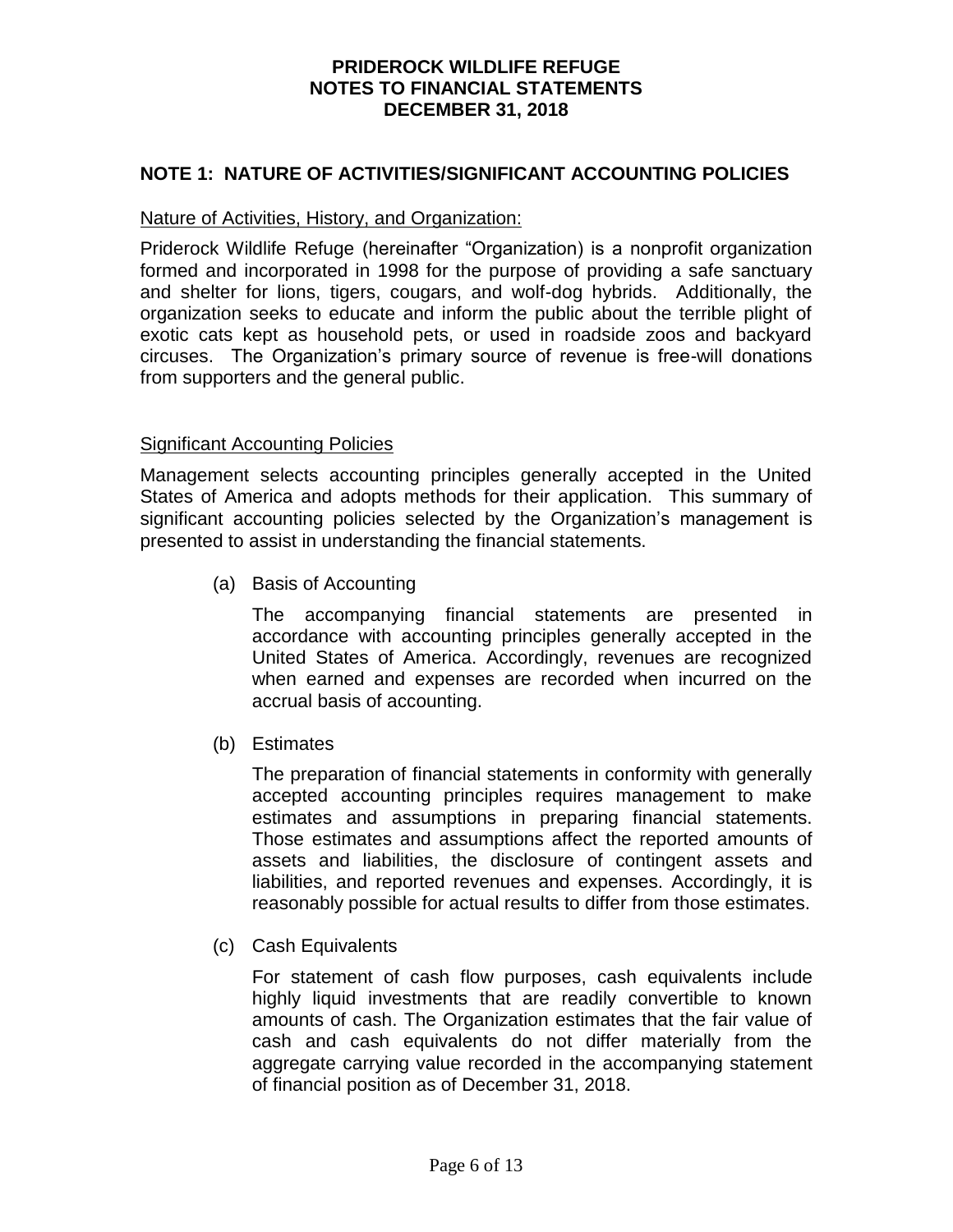# PRIDEROCK WILDLIFE REFUGE
# NOTES TO FINANCIAL STATEMENTS
# DECEMBER 31, 2018

## NOTE 1: NATURE OF ACTIVITIES/SIGNIFICANT ACCOUNTING POLICIES

### Nature of Activities, History, and Organization:

Priderock Wildlife Refuge (hereinafter "Organization) is a nonprofit organization formed and incorporated in 1998 for the purpose of providing a safe sanctuary and shelter for lions, tigers, cougars, and wolf-dog hybrids. Additionally, the organization seeks to educate and inform the public about the terrible plight of exotic cats kept as household pets, or used in roadside zoos and backyard circuses. The Organization's primary source of revenue is free-will donations from supporters and the general public.

### Significant Accounting Policies

Management selects accounting principles generally accepted in the United States of America and adopts methods for their application. This summary of significant accounting policies selected by the Organization's management is presented to assist in understanding the financial statements.

(a) Basis of Accounting

The accompanying financial statements are presented in accordance with accounting principles generally accepted in the United States of America. Accordingly, revenues are recognized when earned and expenses are recorded when incurred on the accrual basis of accounting.

(b) Estimates

The preparation of financial statements in conformity with generally accepted accounting principles requires management to make estimates and assumptions in preparing financial statements. Those estimates and assumptions affect the reported amounts of assets and liabilities, the disclosure of contingent assets and liabilities, and reported revenues and expenses. Accordingly, it is reasonably possible for actual results to differ from those estimates.

(c) Cash Equivalents

For statement of cash flow purposes, cash equivalents include highly liquid investments that are readily convertible to known amounts of cash. The Organization estimates that the fair value of cash and cash equivalents do not differ materially from the aggregate carrying value recorded in the accompanying statement of financial position as of December 31, 2018.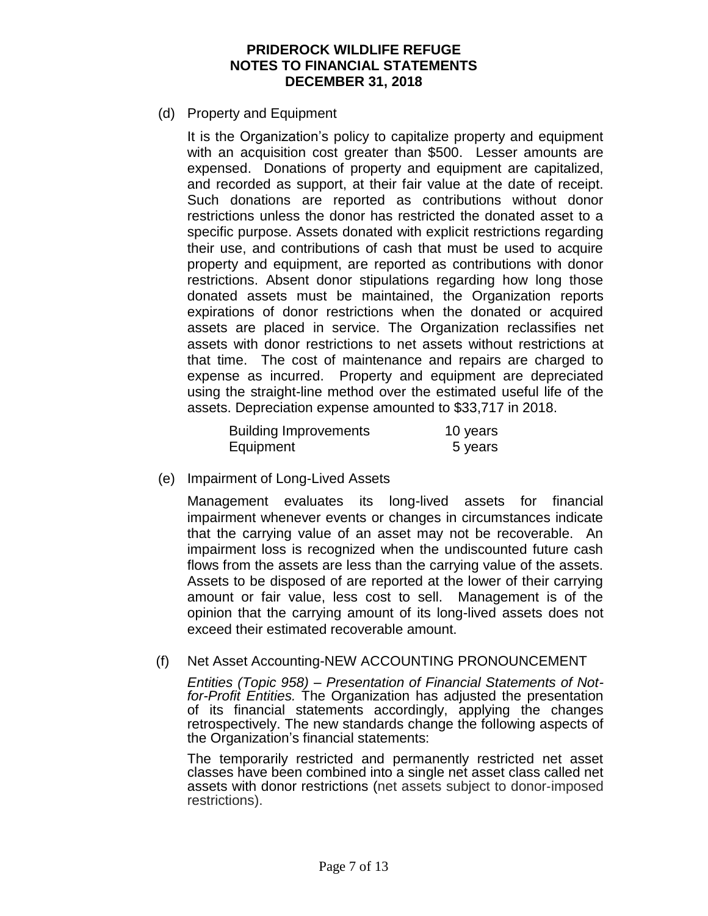(d) Property and Equipment

It is the Organization's policy to capitalize property and equipment with an acquisition cost greater than $500. Lesser amounts are expensed. Donations of property and equipment are capitalized, and recorded as support, at their fair value at the date of receipt. Such donations are reported as contributions without donor restrictions unless the donor has restricted the donated asset to a specific purpose. Assets donated with explicit restrictions regarding their use, and contributions of cash that must be used to acquire property and equipment, are reported as contributions with donor restrictions. Absent donor stipulations regarding how long those donated assets must be maintained, the Organization reports expirations of donor restrictions when the donated or acquired assets are placed in service. The Organization reclassifies net assets with donor restrictions to net assets without restrictions at that time. The cost of maintenance and repairs are charged to expense as incurred. Property and equipment are depreciated using the straight-line method over the estimated useful life of the assets. Depreciation expense amounted to $33,717 in 2018.

| | |
|---|---|
| Building Improvements | 10 years |
| Equipment | 5 years |

(e) Impairment of Long-Lived Assets

Management evaluates its long-lived assets for financial impairment whenever events or changes in circumstances indicate that the carrying value of an asset may not be recoverable. An impairment loss is recognized when the undiscounted future cash flows from the assets are less than the carrying value of the assets. Assets to be disposed of are reported at the lower of their carrying amount or fair value, less cost to sell. Management is of the opinion that the carrying amount of its long-lived assets does not exceed their estimated recoverable amount.

(f) Net Asset Accounting-NEW ACCOUNTING PRONOUNCEMENT

*Entities (Topic 958) – Presentation of Financial Statements of Not-for-Profit Entities.* The Organization has adjusted the presentation of its financial statements accordingly, applying the changes retrospectively. The new standards change the following aspects of the Organization's financial statements:

The temporarily restricted and permanently restricted net asset classes have been combined into a single net asset class called net assets with donor restrictions (net assets subject to donor-imposed restrictions).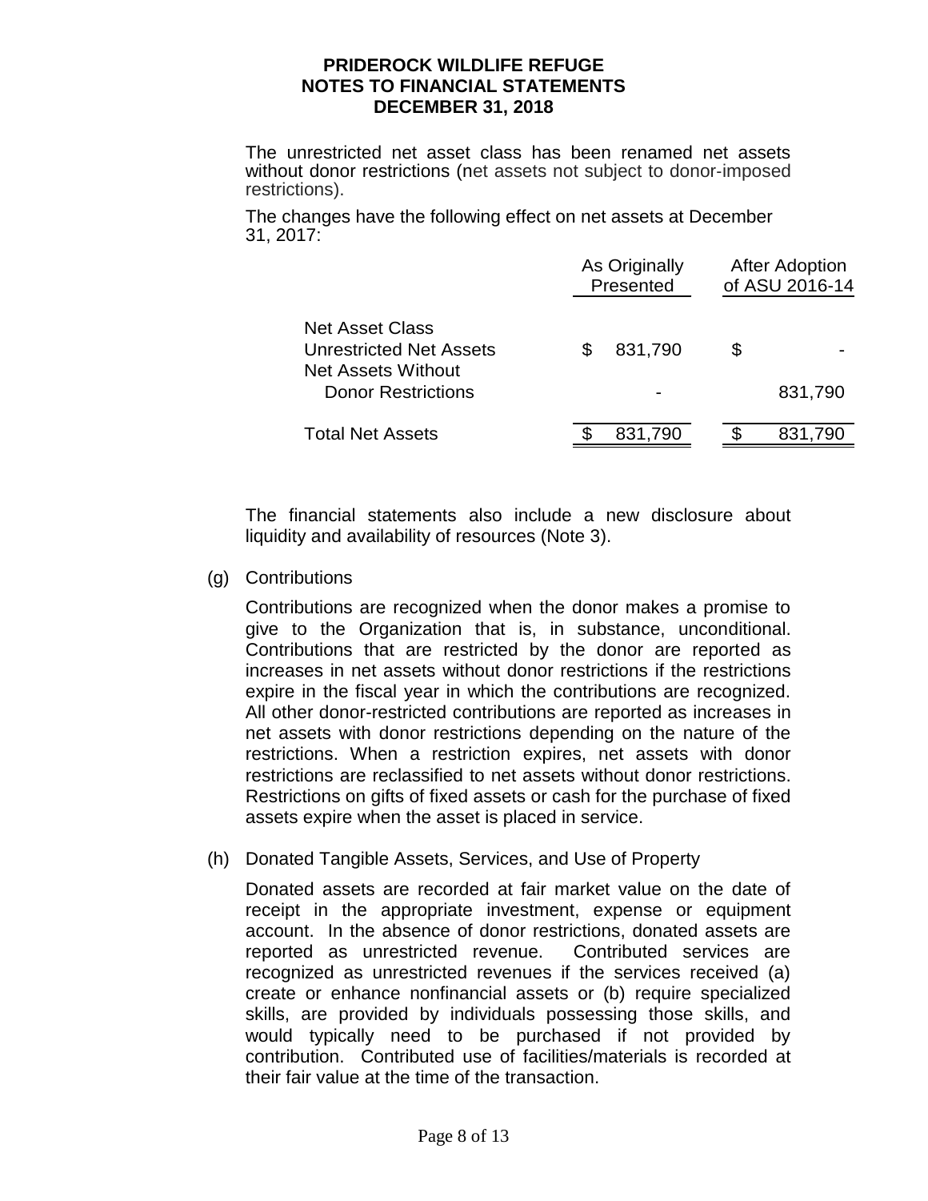The unrestricted net asset class has been renamed net assets without donor restrictions (net assets not subject to donor-imposed restrictions).

The changes have the following effect on net assets at December 31, 2017:

| | As Originally Presented | After Adoption of ASU 2016-14 |
|---|---|---|
| Net Asset Class | | |
| Unrestricted Net Assets | $ 831,790 | $ - |
| Net Assets Without Donor Restrictions | - | 831,790 |
| Total Net Assets | $ 831,790 | $ 831,790 |

The financial statements also include a new disclosure about liquidity and availability of resources (Note 3).

(g) Contributions

Contributions are recognized when the donor makes a promise to give to the Organization that is, in substance, unconditional. Contributions that are restricted by the donor are reported as increases in net assets without donor restrictions if the restrictions expire in the fiscal year in which the contributions are recognized. All other donor-restricted contributions are reported as increases in net assets with donor restrictions depending on the nature of the restrictions. When a restriction expires, net assets with donor restrictions are reclassified to net assets without donor restrictions. Restrictions on gifts of fixed assets or cash for the purchase of fixed assets expire when the asset is placed in service.

(h) Donated Tangible Assets, Services, and Use of Property

Donated assets are recorded at fair market value on the date of receipt in the appropriate investment, expense or equipment account. In the absence of donor restrictions, donated assets are reported as unrestricted revenue. Contributed services are recognized as unrestricted revenues if the services received (a) create or enhance nonfinancial assets or (b) require specialized skills, are provided by individuals possessing those skills, and would typically need to be purchased if not provided by contribution. Contributed use of facilities/materials is recorded at their fair value at the time of the transaction.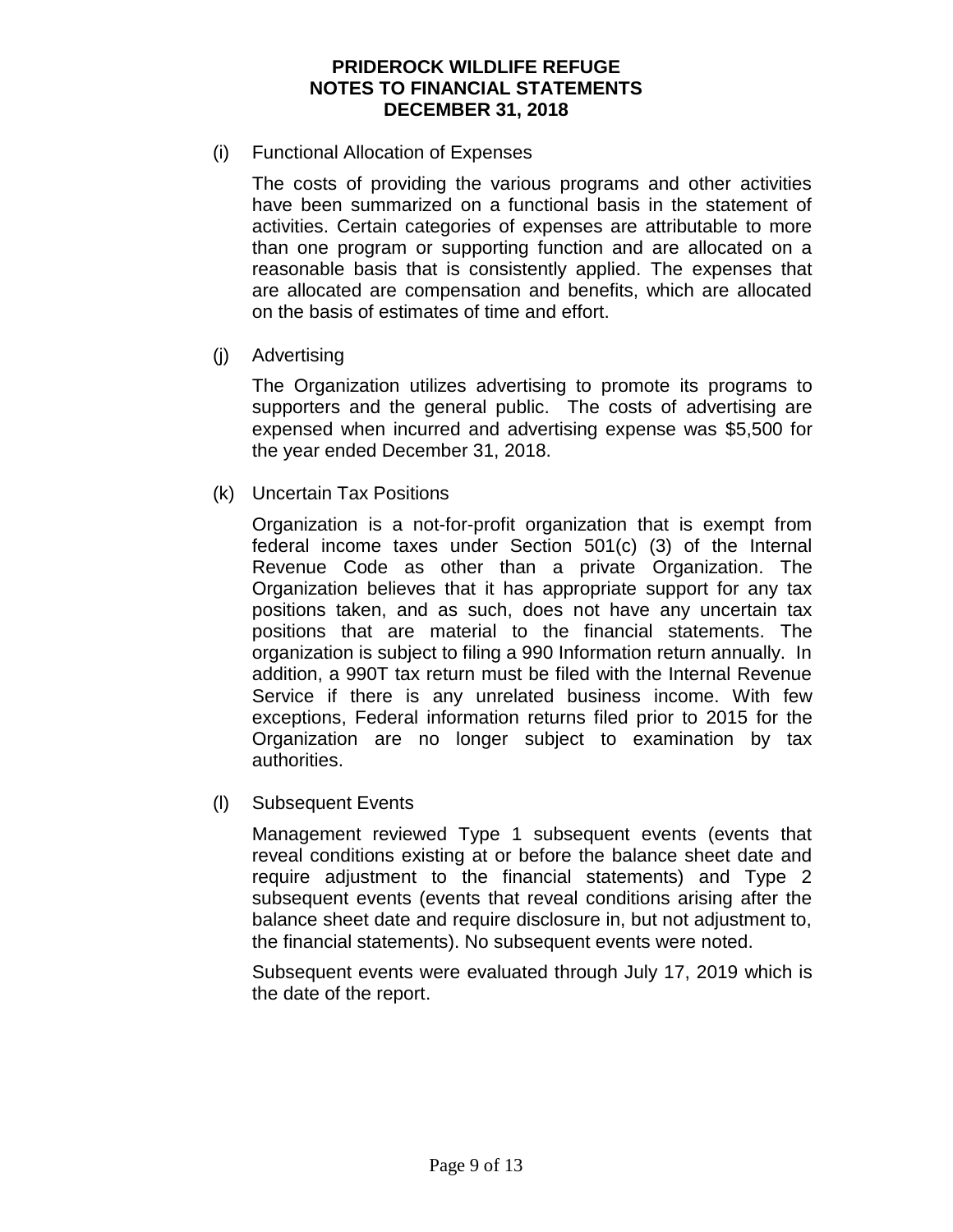(i) Functional Allocation of Expenses

The costs of providing the various programs and other activities have been summarized on a functional basis in the statement of activities. Certain categories of expenses are attributable to more than one program or supporting function and are allocated on a reasonable basis that is consistently applied. The expenses that are allocated are compensation and benefits, which are allocated on the basis of estimates of time and effort.

(j) Advertising

The Organization utilizes advertising to promote its programs to supporters and the general public. The costs of advertising are expensed when incurred and advertising expense was $5,500 for the year ended December 31, 2018.

(k) Uncertain Tax Positions

Organization is a not-for-profit organization that is exempt from federal income taxes under Section 501(c) (3) of the Internal Revenue Code as other than a private Organization. The Organization believes that it has appropriate support for any tax positions taken, and as such, does not have any uncertain tax positions that are material to the financial statements. The organization is subject to filing a 990 Information return annually. In addition, a 990T tax return must be filed with the Internal Revenue Service if there is any unrelated business income. With few exceptions, Federal information returns filed prior to 2015 for the Organization are no longer subject to examination by tax authorities.

(l) Subsequent Events

Management reviewed Type 1 subsequent events (events that reveal conditions existing at or before the balance sheet date and require adjustment to the financial statements) and Type 2 subsequent events (events that reveal conditions arising after the balance sheet date and require disclosure in, but not adjustment to, the financial statements). No subsequent events were noted.

Subsequent events were evaluated through July 17, 2019 which is the date of the report.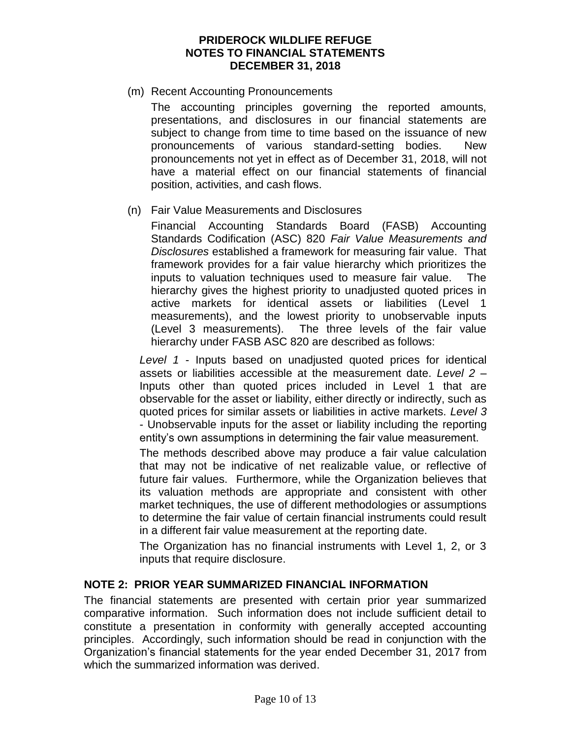# PRIDEROCK WILDLIFE REFUGE
# NOTES TO FINANCIAL STATEMENTS
# DECEMBER 31, 2018

(m) Recent Accounting Pronouncements

The accounting principles governing the reported amounts, presentations, and disclosures in our financial statements are subject to change from time to time based on the issuance of new pronouncements of various standard-setting bodies. New pronouncements not yet in effect as of December 31, 2018, will not have a material effect on our financial statements of financial position, activities, and cash flows.

(n) Fair Value Measurements and Disclosures

Financial Accounting Standards Board (FASB) Accounting Standards Codification (ASC) 820 *Fair Value Measurements and Disclosures* established a framework for measuring fair value. That framework provides for a fair value hierarchy which prioritizes the inputs to valuation techniques used to measure fair value. The hierarchy gives the highest priority to unadjusted quoted prices in active markets for identical assets or liabilities (Level 1 measurements), and the lowest priority to unobservable inputs (Level 3 measurements). The three levels of the fair value hierarchy under FASB ASC 820 are described as follows:

*Level 1* - Inputs based on unadjusted quoted prices for identical assets or liabilities accessible at the measurement date. *Level 2* – Inputs other than quoted prices included in Level 1 that are observable for the asset or liability, either directly or indirectly, such as quoted prices for similar assets or liabilities in active markets. *Level 3* - Unobservable inputs for the asset or liability including the reporting entity's own assumptions in determining the fair value measurement.

The methods described above may produce a fair value calculation that may not be indicative of net realizable value, or reflective of future fair values. Furthermore, while the Organization believes that its valuation methods are appropriate and consistent with other market techniques, the use of different methodologies or assumptions to determine the fair value of certain financial instruments could result in a different fair value measurement at the reporting date.

The Organization has no financial instruments with Level 1, 2, or 3 inputs that require disclosure.

## NOTE 2: PRIOR YEAR SUMMARIZED FINANCIAL INFORMATION

The financial statements are presented with certain prior year summarized comparative information. Such information does not include sufficient detail to constitute a presentation in conformity with generally accepted accounting principles. Accordingly, such information should be read in conjunction with the Organization's financial statements for the year ended December 31, 2017 from which the summarized information was derived.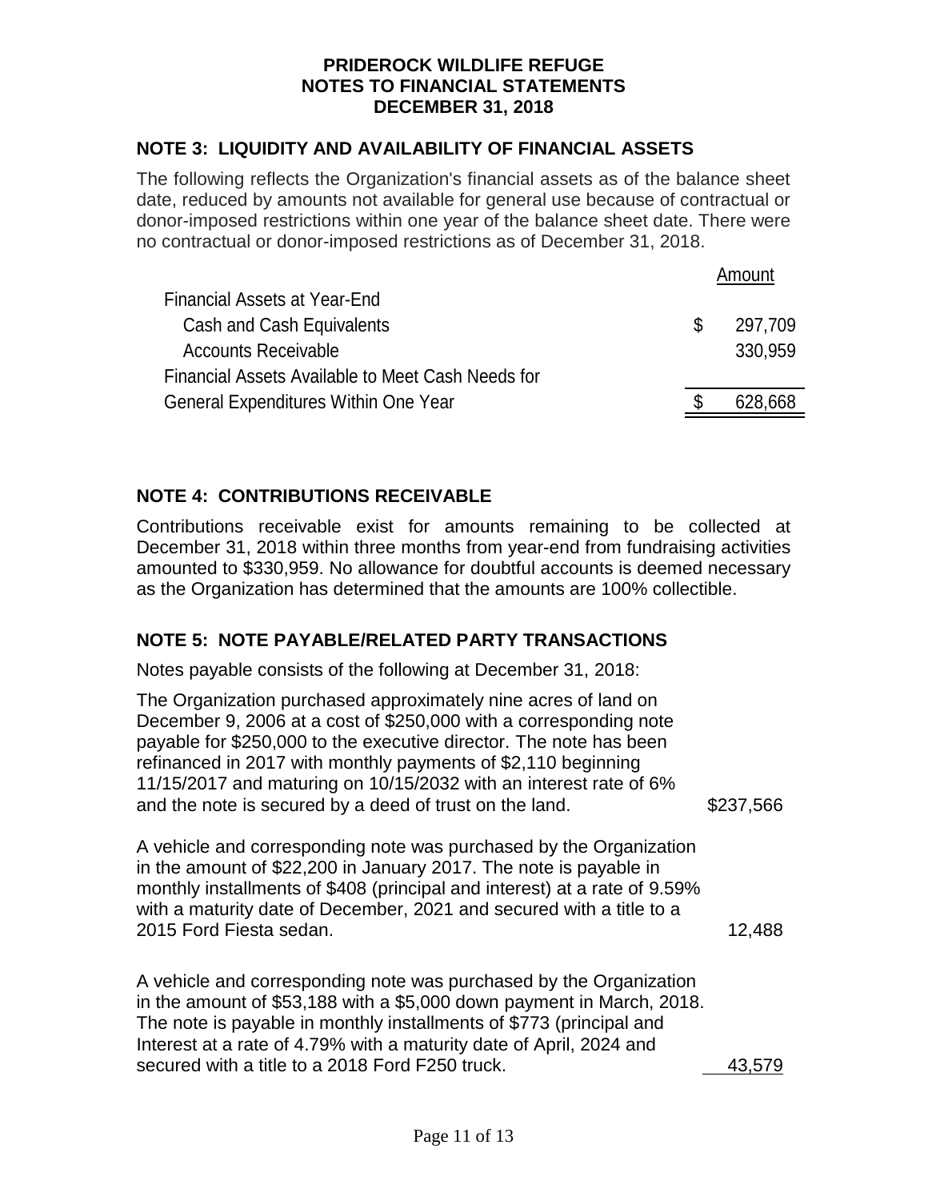# PRIDEROCK WILDLIFE REFUGE
# NOTES TO FINANCIAL STATEMENTS
# DECEMBER 31, 2018

## NOTE 3: LIQUIDITY AND AVAILABILITY OF FINANCIAL ASSETS

The following reflects the Organization's financial assets as of the balance sheet date, reduced by amounts not available for general use because of contractual or donor-imposed restrictions within one year of the balance sheet date. There were no contractual or donor-imposed restrictions as of December 31, 2018.

| | | Amount |
|---|---|---|
| Financial Assets at Year-End | | |
| Cash and Cash Equivalents | $ | 297,709 |
| Accounts Receivable | | 330,959 |
| Financial Assets Available to Meet Cash Needs for General Expenditures Within One Year | $ | 628,668 |

## NOTE 4: CONTRIBUTIONS RECEIVABLE

Contributions receivable exist for amounts remaining to be collected at December 31, 2018 within three months from year-end from fundraising activities amounted to $330,959. No allowance for doubtful accounts is deemed necessary as the Organization has determined that the amounts are 100% collectible.

## NOTE 5: NOTE PAYABLE/RELATED PARTY TRANSACTIONS

Notes payable consists of the following at December 31, 2018:

| | |
|---|---|
| The Organization purchased approximately nine acres of land on December 9, 2006 at a cost of $250,000 with a corresponding note payable for $250,000 to the executive director. The note has been refinanced in 2017 with monthly payments of $2,110 beginning 11/15/2017 and maturing on 10/15/2032 with an interest rate of 6% and the note is secured by a deed of trust on the land. | $237,566 |
| A vehicle and corresponding note was purchased by the Organization in the amount of $22,200 in January 2017. The note is payable in monthly installments of $408 (principal and interest) at a rate of 9.59% with a maturity date of December, 2021 and secured with a title to a 2015 Ford Fiesta sedan. | 12,488 |
| A vehicle and corresponding note was purchased by the Organization in the amount of $53,188 with a $5,000 down payment in March, 2018. The note is payable in monthly installments of $773 (principal and Interest at a rate of 4.79% with a maturity date of April, 2024 and secured with a title to a 2018 Ford F250 truck. | 43,579 |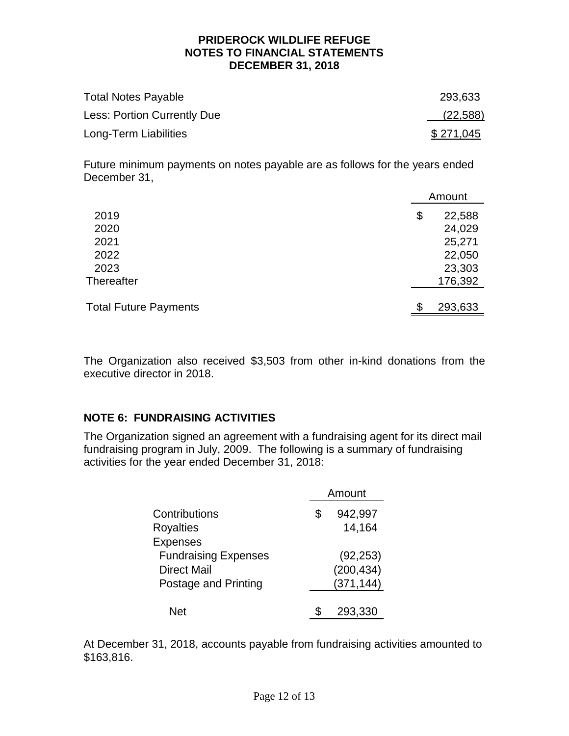**PRIDEROCK WILDLIFE REFUGE**
**NOTES TO FINANCIAL STATEMENTS**
**DECEMBER 31, 2018**

| | |
|---|---|
| Total Notes Payable | 293,633 |
| Less: Portion Currently Due | (22,588) |
| Long-Term Liabilities | $ 271,045 |

Future minimum payments on notes payable are as follows for the years ended December 31,

| | Amount |
|---|---|
| 2019 | $ 22,588 |
| 2020 | 24,029 |
| 2021 | 25,271 |
| 2022 | 22,050 |
| 2023 | 23,303 |
| Thereafter | 176,392 |
| Total Future Payments | $ 293,633 |

The Organization also received $3,503 from other in-kind donations from the executive director in 2018.

## NOTE 6: FUNDRAISING ACTIVITIES

The Organization signed an agreement with a fundraising agent for its direct mail fundraising program in July, 2009. The following is a summary of fundraising activities for the year ended December 31, 2018:

| | Amount |
|---|---|
| Contributions | $ 942,997 |
| Royalties | 14,164 |
| Expenses | |
| Fundraising Expenses | (92,253) |
| Direct Mail | (200,434) |
| Postage and Printing | (371,144) |
| Net | $ 293,330 |

At December 31, 2018, accounts payable from fundraising activities amounted to $163,816.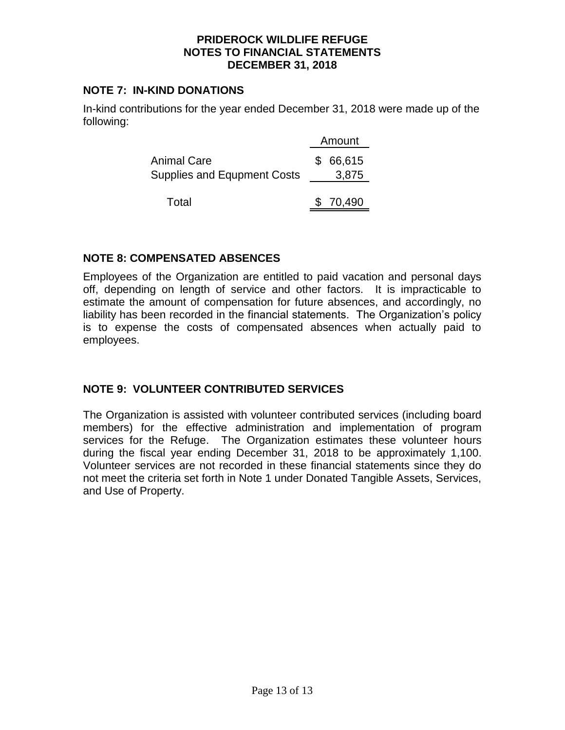# PRIDEROCK WILDLIFE REFUGE
# NOTES TO FINANCIAL STATEMENTS
# DECEMBER 31, 2018

## NOTE 7: IN-KIND DONATIONS

In-kind contributions for the year ended December 31, 2018 were made up of the following:

| | Amount |
|---|---|
| Animal Care | $ 66,615 |
| Supplies and Equpment Costs | 3,875 |
| Total | $ 70,490 |

## NOTE 8: COMPENSATED ABSENCES

Employees of the Organization are entitled to paid vacation and personal days off, depending on length of service and other factors. It is impracticable to estimate the amount of compensation for future absences, and accordingly, no liability has been recorded in the financial statements. The Organization's policy is to expense the costs of compensated absences when actually paid to employees.

## NOTE 9: VOLUNTEER CONTRIBUTED SERVICES

The Organization is assisted with volunteer contributed services (including board members) for the effective administration and implementation of program services for the Refuge. The Organization estimates these volunteer hours during the fiscal year ending December 31, 2018 to be approximately 1,100. Volunteer services are not recorded in these financial statements since they do not meet the criteria set forth in Note 1 under Donated Tangible Assets, Services, and Use of Property.